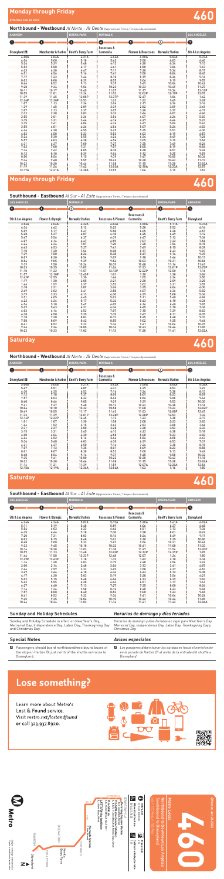# Monday through Friday

**Effective Jun 26 2022**

# 460

## Northbound - Westbound *Al Norte - Al Oeste* (Approximate Times / Tiempos Aproximados)

| ANAHEIM | | BUENA PARK | NORWALK | | | LOS ANGELES |
|---|---|---|---|---|---|---|
| 1 | 2 | 3 | 4 | 5 | 6 | 7 |
| Disneyland A | Manchester & Harbor | Knott's Berry Farm | Rosecrans & Carmenita | Pioneer & Rosecrans | Norwalk Station | 5th & Los Angeles |
| 4:50A | 4:54A | 5:01A | 5:12A | 5:20A | 5:29A | 6:09A |
| 4:56 | 5:00 | 5:10 | 5:22 | 5:30 | 5:40 | 6:21 |
| 5:24 | 5:29 | 5:40 | 5:52 | 6:02 | 6:14 | 7:01 |
| 5:53 | 5:58 | 6:10 | 6:23 | 6:33 | 6:46 | 7:34 |
| 6:23 | 6:28 | 6:40 | 6:53 | 7:03 | 7:16 | 8:03 |
| 6:51 | 6:56 | 7:08 | 7:22 | 7:33 | 7:46 | 8:33 |
| 7:17 | 7:23 | 7:36 | 7:51 | 8:02 | 8:15 | 9:03 |
| 7:46 | 7:52 | 8:05 | 8:20 | 8:31 | 8:44 | 9:31 |
| 8:20 | 8:26 | 8:39 | 8:54 | 9:05 | 9:17 | 10:02 |
| 8:49 | 8:55 | 9:08 | 9:22 | 9:33 | 9:45 | 10:32 |
| 9:18 | 9:24 | 9:37 | 9:51 | 10:02 | 10:14 | 11:01 |
| 9:49 | 9:55 | 10:08 | 10:22 | 10:33 | 10:45 | 11:31 |
| 10:21 | 10:27 | 10:40 | 10:55 | 11:06 | 11:18 | 12:02P |
| 10:51 | 10:57 | 11:10 | 11:25 | 11:36 | 11:48 | 12:32 |
| 11:21 | 11:27 | 11:40 | 11:55 | 12:06P | 12:18P | 1:02 |
| 11:51 | 11:57 | 12:10P | 12:25P | 12:36 | 12:48 | 1:32 |
| 12:21P | 12:27P | 12:40 | 12:55 | 1:06 | 1:18 | 2:02 |
| 12:51 | 12:57 | 1:10 | 1:25 | 1:36 | 1:48 | 2:32 |
| 1:21 | 1:27 | 1:40 | 1:55 | 2:06 | 2:18 | 3:02 |
| 1:51 | 1:57 | 2:10 | 2:25 | 2:36 | 2:48 | 3:32 |
| 2:21 | 2:27 | 2:40 | 2:55 | 3:06 | 3:18 | 4:02 |
| 2:51 | 2:57 | 3:10 | 3:25 | 3:36 | 3:48 | 4:32 |
| 3:21 | 3:27 | 3:40 | 3:55 | 4:06 | 4:18 | 5:02 |
| 3:51 | 3:57 | 4:10 | 4:25 | 4:36 | 4:48 | 5:32 |
| 4:21 | 4:27 | 4:40 | 4:55 | 5:06 | 5:18 | 6:02 |
| 4:51 | 4:57 | 5:10 | 5:25 | 5:36 | 5:48 | 6:32 |
| 5:21 | 5:27 | 5:40 | 5:55 | 6:06 | 6:18 | 7:00 |
| 5:51 | 5:57 | 6:10 | 6:25 | 6:36 | 6:48 | 7:30 |
| 6:21 | 6:27 | 6:40 | 6:55 | 7:06 | 7:18 | 8:00 |
| 6:51 | 6:57 | 7:10 | 7:25 | 7:36 | 7:48 | 8:30 |
| 7:21 | 7:27 | 7:40 | 7:55 | 8:06 | 8:18 | 9:00 |
| 7:51 | 7:57 | 8:10 | 8:25 | 8:36 | 8:48 | 9:30 |
| 8:21 | 8:27 | 8:40 | 8:55 | 9:06 | 9:18 | 10:00 |
| 8:51 | 8:57 | 9:10 | 9:25 | 9:36 | 9:48 | 10:30 |
| 9:21 | 9:27 | 9:40 | 9:55 | 10:06 | 10:18 | 11:00 |
| 9:51 | 9:57 | 10:10 | 10:25 | 10:36 | 10:48 | 11:30 |
| 10:21 | 10:27 | 10:40 | 10:55 | 11:06 | 11:18 | 12:00A |
| 10:51 | 10:57 | 11:10 | 11:25 | 11:36 | 11:48 | 12:30 |
| 11:21 | 11:27 | 11:40 | 11:55 | 12:06A | 12:18A | 1:00 |
| 12:17A | 12:21A | 12:30A | 12:40A | 12:48 | 12:57 | 1:30 |

# Monday through Friday

## Southbound - Eastbound *Al Sur - Al Este* (Approximate Times / Tiempos Aproximados)

| LOS ANGELES | | NORWALK | | | BUENA PARK | ANAHEIM |
|---|---|---|---|---|---|---|
| 7 | 8 | 6 | 5 | 4 | 3 | 1 |
| 5th & Los Angeles | Flower & Olympic | Norwalk Station | Rosecrans & Pioneer | Rosecrans & Carmenita | Knott's Berry Farm | Disneyland |
| 3:58A | 4:00A | 4:32A | 4:43A | 4:50A | 5:01A | 5:12A |
| 4:34 | 4:37 | 5:11 | 5:22 | 5:30 | 5:42 | 5:55 |
| 5:09 | 5:12 | 5:47 | 5:58 | 6:06 | 6:19 | 6:32 |
| 5:38 | 5:41 | 6:17 | 6:29 | 6:37 | 6:50 | 7:03 |
| 6:06 | 6:09 | 6:45 | 6:58 | 7:06 | 7:19 | 7:33 |
| 6:34 | 6:38 | 7:14 | 7:27 | 7:36 | 7:49 | 8:03 |
| 7:04 | 7:08 | 7:44 | 7:57 | 8:06 | 8:19 | 8:33 |
| 7:34 | 7:38 | 8:14 | 8:27 | 8:36 | 8:49 | 9:03 |
| 8:05 | 8:09 | 8:44 | 8:57 | 9:06 | 9:19 | 9:33 |
| 8:35 | 8:39 | 9:14 | 9:27 | 9:36 | 9:49 | 10:03 |
| 9:05 | 9:09 | 9:44 | 9:57 | 10:06 | 10:19 | 10:33 |
| 9:35 | 9:39 | 10:14 | 10:27 | 10:36 | 10:49 | 11:03 |
| 10:05 | 10:09 | 10:44 | 10:57 | 11:06 | 11:19 | 11:33 |
| 10:35 | 10:39 | 11:14 | 11:27 | 11:36 | 11:49 | 12:03P |
| 11:05 | 11:09 | 11:44 | 11:57 | 12:06P | 12:19P | 12:33 |
| 11:35 | 11:39 | 12:14P | 12:27P | 12:36 | 12:49 | 1:03 |
| 12:05P | 12:09P | 12:44 | 12:57 | 1:06 | 1:19 | 1:33 |
| 12:35 | 12:39 | 1:14 | 1:27 | 1:36 | 1:49 | 2:03 |
| 1:05 | 1:09 | 1:44 | 1:57 | 2:06 | 2:19 | 2:33 |
| 1:35 | 1:39 | 2:14 | 2:27 | 2:36 | 2:49 | 3:03 |
| 2:05 | 2:09 | 2:44 | 2:57 | 3:06 | 3:19 | 3:33 |
| 2:35 | 2:39 | 3:14 | 3:27 | 3:36 | 3:49 | 4:03 |
| 3:05 | 3:09 | 3:44 | 3:57 | 4:06 | 4:19 | 4:33 |
| 3:35 | 3:39 | 4:14 | 4:27 | 4:36 | 4:49 | 5:03 |
| 4:05 | 4:09 | 4:44 | 4:57 | 5:06 | 5:19 | 5:33 |
| 4:35 | 4:39 | 5:14 | 5:27 | 5:36 | 5:49 | 6:03 |
| 5:05 | 5:09 | 5:44 | 5:57 | 6:06 | 6:19 | 6:33 |
| 5:35 | 5:39 | 6:14 | 6:27 | 6:36 | 6:49 | 7:03 |
| 6:05 | 6:09 | 6:44 | 6:57 | 7:06 | 7:19 | 7:33 |
| 6:35 | 6:39 | 7:14 | 7:27 | 7:36 | 7:49 | 8:03 |
| 7:05 | 7:09 | 7:44 | 7:57 | 8:06 | 8:19 | 8:33 |
| 7:35 | 7:39 | 8:14 | 8:27 | 8:36 | 8:49 | 9:03 |
| 8:05 | 8:09 | 8:44 | 8:57 | 9:06 | 9:19 | 9:33 |
| 8:35 | 8:39 | 9:14 | 9:27 | 9:36 | 9:49 | 10:03 |
| 9:05 | 9:09 | 9:44 | 9:57 | 10:06 | 10:19 | 10:33 |
| 9:35 | 9:39 | 10:14 | 10:27 | 10:36 | 10:49 | 11:03 |
| 10:05 | 10:09 | 10:44 | 10:57 | 11:06 | 11:19 | 11:33 |
| 10:35 | 10:39 | 11:14 | 11:27 | 11:36 | 11:49 | 12:03A |
| 11:05 | 11:09 | 11:44 | 11:57 | 12:06A | 12:19A | 12:33 |
| 11:35 | 11:39 | 12:14A | 12:27A | 12:36 | 12:49 | 1:03 |

# Saturday

## Northbound - Westbound *Al Norte - Al Oeste* (Approximate Times / Tiempos Aproximados)

| ANAHEIM | | BUENA PARK | NORWALK | | | LOS ANGELES |
|---|---|---|---|---|---|---|
| 1 | 2 | 3 | 4 | 5 | 6 | 7 |
| Disneyland A | Manchester & Harbor | Knott's Berry Farm | Rosecrans & Carmenita | Pioneer & Rosecrans | Norwalk Station | 5th & Los Angeles |
| 5:00A | 5:04A | 5:12A | 5:22A | 5:30A | 5:40A | 6:20A |
| 5:47 | 5:51 | 6:09 | 6:31 | 6:39 | 6:53 | 7:27 |
| 6:20 | 6:25 | 6:53 | 7:14 | 7:26 | 7:38 | 8:12 |
| 7:12 | 7:18 | 7:37 | 7:59 | 8:09 | 8:23 | 8:59 |
| 7:57 | 8:03 | 8:22 | 8:43 | 8:56 | 9:08 | 9:44 |
| 8:40 | 8:46 | 9:05 | 9:27 | 9:39 | 9:53 | 10:30 |
| 9:21 | 9:27 | 9:48 | 10:13 | 10:23 | 10:38 | 11:16 |
| 10:04 | 10:10 | 10:32 | 10:58 | 11:08 | 11:23 | 12:02P |
| 10:49 | 10:55 | 11:17 | 11:43 | 11:53 | 12:08P | 12:47 |
| 11:33 | 11:39 | 12:01P | 12:28P | 12:38P | 12:53 | 1:32 |
| 12:18P | 12:22P | 12:45 | 1:13 | 1:23 | 1:38 | 2:17 |
| 1:01 | 1:07 | 1:30 | 1:58 | 2:08 | 2:23 | 3:03 |
| 1:46 | 1:52 | 2:15 | 2:43 | 2:53 | 3:08 | 3:48 |
| 2:31 | 2:37 | 3:00 | 3:28 | 3:38 | 3:53 | 4:33 |
| 3:15 | 3:21 | 3:45 | 4:13 | 4:23 | 4:38 | 5:18 |
| 4:00 | 4:06 | 4:30 | 4:58 | 5:08 | 5:23 | 6:03 |
| 4:46 | 4:52 | 5:16 | 5:44 | 5:54 | 6:08 | 6:47 |
| 5:34 | 5:40 | 6:03 | 6:30 | 6:39 | 6:53 | 7:31 |
| 6:21 | 6:27 | 6:50 | 7:16 | 7:24 | 7:38 | 8:15 |
| 7:07 | 7:13 | 7:35 | 8:01 | 8:09 | 8:23 | 8:59 |
| 8:01 | 8:07 | 8:28 | 8:52 | 9:00 | 9:13 | 9:49 |
| 8:48 | 8:54 | 9:14 | 9:37 | 9:45 | 9:58 | 10:32 |
| 9:35 | 9:41 | 10:00 | 10:22 | 10:30 | 10:43 | 11:15 |
| 10:22 | 10:28 | 10:46 | 11:08 | 11:15 | 11:28 | 12:00A |
| 11:16 | 11:21 | 11:39 | 11:59 | 12:07A | 12:20A | 12:54 |
| 12:15A | 12:19A | 12:36A | 12:56A | 1:03 | 1:14 | 1:50 |

# Saturday

## Southbound - Eastbound *Al Sur - Al Este* (Approximate Times / Tiempos Aproximados)

| LOS ANGELES | | NORWALK | | | BUENA PARK | ANAHEIM |
|---|---|---|---|---|---|---|
| 7 | 8 | 6 | 5 | 4 | 3 | 1 |
| 5th & Los Angeles | Flower & Olympic | Norwalk Station | Rosecrans & Pioneer | Rosecrans & Carmenita | Knott's Berry Farm | Disneyland |
| 4:24A | 4:26A | 5:03A | 5:13A | 5:20A | 5:31A | 5:42A |
| 5:16 | 5:19 | 5:40 | 5:50 | 5:59 | 6:12 | 6:26 |
| 5:56 | 6:00 | 6:30 | 6:44 | 6:51 | 7:13 | 7:35 |
| 6:35 | 6:44 | 7:18 | 7:30 | 7:38 | 8:01 | 8:22 |
| 7:20 | 7:31 | 8:03 | 8:16 | 8:24 | 8:49 | 9:11 |
| 8:03 | 8:15 | 8:48 | 9:01 | 9:10 | 9:35 | 10:00 |
| 8:48 | 9:00 | 9:33 | 9:47 | 9:56 | 10:21 | 10:46 |
| 9:33 | 9:45 | 10:18 | 10:32 | 10:41 | 11:08 | 11:33 |
| 10:16 | 10:28 | 11:03 | 11:18 | 11:27 | 11:54 | 12:20P |
| 10:59 | 11:13 | 11:48 | 12:03P | 12:12P | 12:39P | 1:05 |
| 11:44 | 11:58 | 12:33P | 12:48 | 12:57 | 1:24 | 1:50 |
| 12:29P | 12:43P | 1:18 | 1:33 | 1:42 | 2:10 | 2:36 |
| 1:14 | 1:28 | 2:03 | 2:19 | 2:28 | 2:56 | 3:22 |
| 2:00 | 2:14 | 2:48 | 3:04 | 3:13 | 3:41 | 4:07 |
| 2:44 | 2:59 | 3:33 | 3:49 | 3:58 | 4:27 | 4:53 |
| 3:29 | 3:44 | 4:18 | 4:34 | 4:43 | 5:12 | 5:38 |
| 4:17 | 4:30 | 5:03 | 5:19 | 5:28 | 5:56 | 6:21 |
| 5:02 | 5:15 | 5:48 | 6:04 | 6:13 | 6:39 | 7:03 |
| 5:42 | 5:55 | 6:28 | 6:42 | 6:51 | 7:17 | 7:41 |
| 6:27 | 6:40 | 7:13 | 7:27 | 7:35 | 8:00 | 8:24 |
| 7:14 | 7:26 | 7:58 | 8:12 | 8:20 | 8:43 | 9:06 |
| 7:57 | 8:08 | 8:40 | 8:53 | 9:00 | 9:23 | 9:45 |
| 8:41 | 8:52 | 9:22 | 9:34 | 9:41 | 10:04 | 10:26 |
| 9:25 | 9:35 | 10:04 | 10:15 | 10:22 | 10:44 | 11:05 |
| 10:26 | 10:34 | 11:03 | 11:14 | 11:21 | 11:43 | 12:04A |

## Sunday and Holiday Schedules

Sunday and Holiday Schedule in effect on New Year's Day, Memorial Day, Independence Day, Labor Day, Thanksgiving Day and Christmas Day.

## *Horarios de domingo y días feriados*

*Horarios de domingo y días feriados en vigor para New Year's Day, Memorial Day, Independence Day, Labor Day, Thanksgiving Day y Christmas Day.*

## Special Notes

**A** Passengers should board northbound/westbound buses at the stop on Harbor Bl just north of the shuttle entrance to Disneyland.

## *Avisos especiales*

**A** *Los pasajeros deben tomar los autobuses hacia el norte/oeste en la parada de Harbor Bl al norte de la entrada del shuttle a Disneyland.*

# Lose something?

Learn more about Metro's Lost & Found service. Visit metro.net/lostandfound or call 323.937.8920.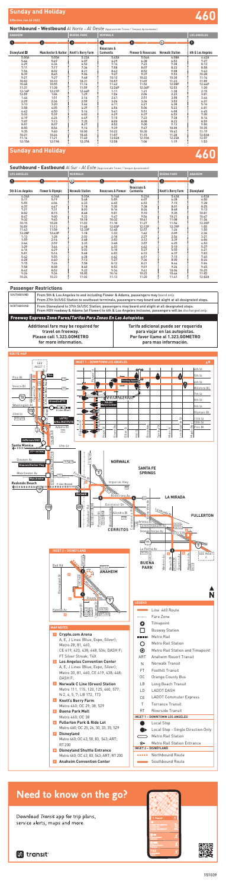# Sunday and Holiday

**Effective Jun 26 2022**

# 460

## Northbound - Westbound *Al Norte - Al Oeste* (Approximate Times / Tiempos Aproximados)

| ANAHEIM | | BUENA PARK | NORWALK | | | LOS ANGELES |
|---|---|---|---|---|---|---|
| 1 | 2 | 3 | 4 | 5 | 6 | 7 |
| Disneyland | Manchester & Harbor | Knott's Berry Farm | Rosecrans & Carmenita | Pioneer & Rosecrans | Norwalk Station | 6th & Los Angeles |
| 5:00A | 5:05A | 5:23A | 5:45A | 5:56A | 6:08A | 6:42A |
| 5:44 | 5:49 | 6:07 | 6:29 | 6:38 | 6:52 | 7:27 |
| 6:29 | 6:34 | 6:52 | 7:14 | 7:22 | 7:38 | 8:13 |
| 7:11 | 7:17 | 7:36 | 7:58 | 8:07 | 8:23 | 8:58 |
| 7:56 | 8:02 | 8:21 | 8:43 | 8:52 | 9:08 | 9:43 |
| 8:39 | 8:45 | 9:04 | 9:27 | 9:37 | 9:53 | 10:28 |
| 9:21 | 9:27 | 9:48 | 10:12 | 10:22 | 10:38 | 11:14 |
| 10:03 | 10:10 | 10:31 | 10:57 | 11:07 | 11:23 | 11:59 |
| 10:49 | 10:55 | 11:16 | 11:42 | 11:52 | 12:08P | 12:44P |
| 11:31 | 11:38 | 11:59 | 12:26P | 12:36P | 12:53 | 1:30 |
| 12:16P | 12:21P | 12:44P | 1:11 | 1:21 | 1:38 | 2:15 |
| 12:59 | 1:06 | 1:29 | 1:56 | 2:06 | 2:23 | 3:01 |
| 1:44 | 1:51 | 2:14 | 2:41 | 2:51 | 3:08 | 3:46 |
| 2:29 | 2:36 | 2:59 | 3:26 | 3:36 | 3:53 | 4:31 |
| 3:13 | 3:20 | 3:44 | 4:11 | 4:21 | 4:38 | 5:16 |
| 3:58 | 4:05 | 4:29 | 4:56 | 5:06 | 5:23 | 6:01 |
| 4:43 | 4:50 | 5:14 | 5:41 | 5:51 | 6:08 | 6:45 |
| 5:32 | 5:39 | 6:02 | 6:29 | 6:37 | 6:53 | 7:30 |
| 6:19 | 6:26 | 6:49 | 7:15 | 7:23 | 7:38 | 8:14 |
| 7:07 | 7:13 | 7:35 | 8:00 | 8:08 | 8:23 | 8:59 |
| 8:01 | 8:07 | 8:29 | 8:53 | 9:00 | 9:15 | 9:50 |
| 8:50 | 8:56 | 9:16 | 9:39 | 9:47 | 10:00 | 10:35 |
| 9:35 | 9:40 | 10:00 | 10:22 | 10:30 | 10:43 | 11:19 |
| 10:21 | 10:26 | 10:45 | 11:07 | 11:15 | 11:28 | 12:03A |
| 11:16 | 11:21 | 11:40 | 12:02A | 12:10A | 12:23A | 12:57 |
| 12:15A | 12:19A | 12:37A | 12:58 | 1:06 | 1:19 | 1:53 |

# Sunday and Holiday

# 460

## Southbound - Eastbound *Al Sur - Al Este* (Approximate Times / Tiempos Aproximados)

| LOS ANGELES | | NORWALK | | | BUENA PARK | ANAHEIM |
|---|---|---|---|---|---|---|
| 7 | 8 | 6 | 5 | 4 | 3 | 1 |
| 5th & Los Angeles | Flower & Olympic | Norwalk Station | Rosecrans & Pioneer | Rosecrans & Carmenita | Knott's Berry Farm | Disneyland |
| 4:36A | 4:38A | 5:03A | 5:14A | 5:22A | 5:43A | 6:03A |
| 5:11 | 5:19 | 5:48 | 5:59 | 6:07 | 6:28 | 6:50 |
| 5:55 | 6:04 | 6:33 | 6:45 | 6:53 | 7:15 | 7:38 |
| 6:37 | 6:47 | 7:18 | 7:30 | 7:38 | 8:01 | 8:25 |
| 7:21 | 7:31 | 8:03 | 8:16 | 8:24 | 8:48 | 9:13 |
| 8:02 | 8:15 | 8:48 | 9:01 | 9:10 | 9:35 | 10:01 |
| 8:47 | 9:00 | 9:33 | 9:47 | 9:56 | 10:21 | 10:47 |
| 9:32 | 9:45 | 10:18 | 10:32 | 10:41 | 11:08 | 11:34 |
| 10:15 | 10:28 | 11:03 | 11:18 | 11:27 | 11:54 | 12:20P |
| 10:57 | 11:13 | 11:48 | 12:03P | 12:12P | 12:39P | 1:05 |
| 11:42 | 11:58 | 12:33P | 12:48 | 12:57 | 1:24 | 1:50 |
| 12:28P | 12:43P | 1:18 | 1:33 | 1:42 | 2:09 | 2:36 |
| 1:13 | 1:28 | 2:03 | 2:18 | 2:27 | 2:54 | 3:21 |
| 1:59 | 2:14 | 2:48 | 3:03 | 3:12 | 3:39 | 4:06 |
| 2:44 | 2:59 | 3:33 | 3:48 | 3:57 | 4:25 | 4:52 |
| 3:29 | 3:44 | 4:18 | 4:33 | 4:42 | 5:10 | 5:37 |
| 4:16 | 4:29 | 5:03 | 5:18 | 5:27 | 5:55 | 6:21 |
| 5:01 | 5:14 | 5:48 | 6:03 | 6:12 | 6:37 | 7:03 |
| 5:43 | 5:55 | 6:28 | 6:43 | 6:51 | 7:17 | 7:40 |
| 6:28 | 6:40 | 7:13 | 7:27 | 7:36 | 8:00 | 8:24 |
| 7:15 | 7:26 | 7:58 | 8:12 | 8:21 | 8:44 | 9:06 |
| 7:58 | 8:08 | 8:40 | 8:53 | 9:01 | 9:24 | 9:45 |
| 8:42 | 8:52 | 9:22 | 9:34 | 9:41 | 10:04 | 10:25 |
| 9:26 | 9:36 | 10:05 | 10:16 | 10:23 | 10:44 | 11:05 |
| 10:24 | 10:33 | 11:02 | 11:13 | 11:20 | 11:41 | 12:02A |

## Passenger Restrictions

| | |
|---|---|
| SOUTHBOUND | From 5th & Los Angeles to and including Flower & Adams, passengers may board only. From 37th St/USC Station to southeast terminals, passengers may board and alight at all designated stops. |
| NORTHBOUND | From Disneyland to 37th St/USC Station, passengers may board and alight at all designated stops. From HOV roadway & Adams (at Flower) to 6th & Los Angeles inclusive, passengers will be discharged only. |

**Freeway Express Zone Fares/*Tarifas Para Zonas En Las Autopistas***

**Additional fare may be required for travel on freeway. Please call 1.323.GOMETRO for more information.**

**Tarifa adicional puede ser requerida para viajar en las autopistas. Por favor llame al 1.323.GOMETRO para mas información.**

## ROUTE MAP

INSET 1 – DOWNTOWN LOS ANGELES

INSET 2 – DISNEYLAND

### MAP NOTES

1. **Crypto.com Arena** A, E, J Lines (Blue, Expo, Silver); Metro 28, 81, 460, CE 419, 423, 438, 448, 534; DASH F; FT Silver Streak; 1X
2. **Los Angeles Convention Center** A, E, J Lines (Blue, Expo, Silver); Metro 30, 81, 460, CE 419, 438, 448; DASH F;
3. **Norwalk C Line (Green) Station** Metro 111, 115, 120, 125, 460, 577; N 2, 4, 5, 7; LB 172, 173
4. **Knott's Berry Farm** Metro 460; OC 29, 38, 529
5. **Buena Park Mall** Metro 460; OC 38
6. **Fullerton Park & Ride Lot** Metro 460; OC 25, 26, 30, 33, 35, 529
7. **Disneyland** Metro 460; OC 43, 50, 83, 543; ART; RT 200
8. **Disneyland Shuttle Entrance** Metro 460; OC 43, 83, 543; ART; RT 200
9. **Anaheim Convention Center**

### LEGEND

- Line 460 Route
- Fare Zone
- Timepoint
- Busway Station
- Metro Rail Station
- Metro Rail Station and Timepoint
- ART Anaheim Resort Transit
- N Norwalk Transit
- FT Foothill Transit
- OC Orange County Bus
- LB Long Beach Transit
- LD LADOT DASH
- CE LADOT Commuter Express
- T Torrance Transit
- RT Riverside Transit

INSET 1 – DOWNTOWN LOS ANGELES

- Local Stop
- Local Stop - Single Direction Only
- Metro Rail Station

INSET 2 – DISNEYLAND

- Metro Rail Station Entrance
- Northbound Route
- Southbound Route

# Need to know on the go?

Download *Transit* app for trip plans, service alerts, maps and more.

transit

151039